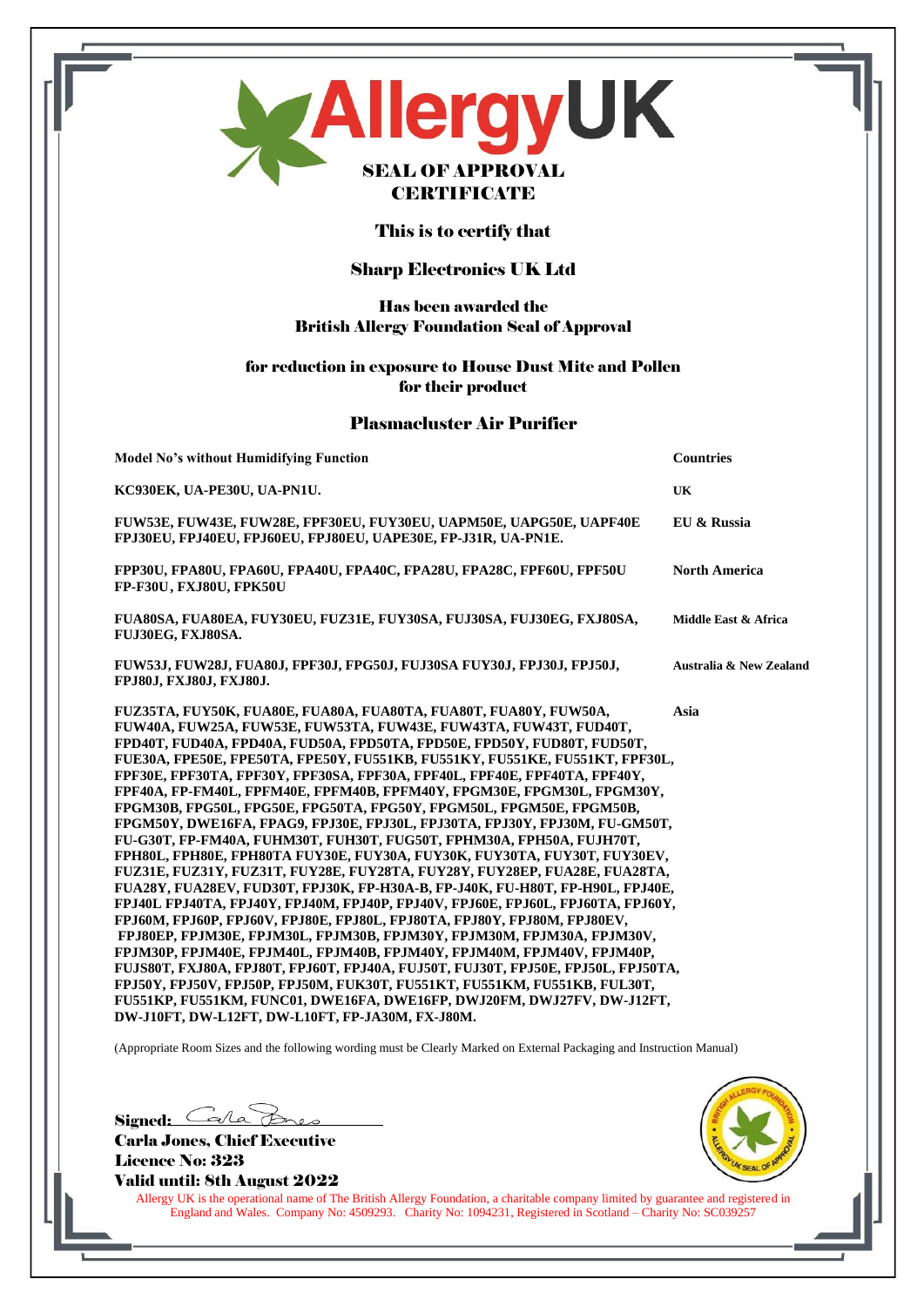# AllergyUK

## SEAL OF APPROVAL CERTIFICATE

This is to certify that

**Sharp Electronics UK Ltd**

Has been awarded the
British Allergy Foundation Seal of Approval

for reduction in exposure to House Dust Mite and Pollen
for their product

**Plasmacluster Air Purifier**

| Model No's without Humidifying Function | Countries |
|---|---|
| KC930EK, UA-PE30U, UA-PN1U. | UK |
| FUW53E, FUW43E, FUW28E, FPF30EU, FUY30EU, UAPM50E, UAPG50E, UAPF40E FPJ30EU, FPJ40EU, FPJ60EU, FPJ80EU, UAPE30E, FP-J31R, UA-PN1E. | EU & Russia |
| FPP30U, FPA80U, FPA60U, FPA40U, FPA40C, FPA28U, FPA28C, FPF60U, FPF50U FP-F30U, FXJ80U, FPK50U | North America |
| FUA80SA, FUA80EA, FUY30EU, FUZ31E, FUY30SA, FUJ30SA, FUJ30EG, FXJ80SA, FUJ30EG, FXJ80SA. | Middle East & Africa |
| FUW53J, FUW28J, FUA80J, FPF30J, FPG50J, FUJ30SA FUY30J, FPJ30J, FPJ50J, FPJ80J, FXJ80J, FXJ80J. | Australia & New Zealand |
| FUZ35TA, FUY50K, FUA80E, FUA80A, FUA80TA, FUA80T, FUA80Y, FUW50A, FUW40A, FUW25A, FUW53E, FUW53TA, FUW43E, FUW43TA, FUW43T, FUD40T, FPD40T, FUD40A, FPD40A, FUD50A, FPD50TA, FPD50E, FPD50Y, FUD80T, FUD50T, FUE30A, FPE50E, FPE50TA, FPE50Y, FU551KB, FU551KY, FU551KE, FU551KT, FPF30L, FPF30E, FPF30TA, FPF30Y, FPF30SA, FPF30A, FPF40L, FPF40E, FPF40TA, FPF40Y, FPF40A, FP-FM40L, FPFM40E, FPFM40B, FPFM40Y, FPGM30E, FPGM30L, FPGM30Y, FPGM30B, FPG50L, FPG50E, FPG50TA, FPG50Y, FPGM50L, FPGM50E, FPGM50B, FPGM50Y, DWE16FA, FPAG9, FPJ30E, FPJ30L, FPJ30TA, FPJ30Y, FPJ30M, FU-GM50T, FU-G30T, FP-FM40A, FUHM30T, FUH30T, FUG50T, FPHM30A, FPH50A, FUJH70T, FPH80L, FPH80E, FPH80TA FUY30E, FUY30A, FUY30K, FUY30TA, FUY30T, FUY30EV, FUZ31E, FUZ31Y, FUZ31T, FUY28E, FUY28TA, FUY28Y, FUY28EP, FUA28E, FUA28TA, FUA28Y, FUA28EV, FUD30T, FPJ30K, FP-H30A-B, FP-J40K, FU-H80T, FP-H90L, FPJ40E, FPJ40L FPJ40TA, FPJ40Y, FPJ40M, FPJ40P, FPJ40V, FPJ60E, FPJ60L, FPJ60TA, FPJ60Y, FPJ60M, FPJ60P, FPJ60V, FPJ80E, FPJ80L, FPJ80TA, FPJ80Y, FPJ80M, FPJ80EV, FPJ80EP, FPJM30E, FPJM30L, FPJM30B, FPJM30Y, FPJM30M, FPJM30A, FPJM30V, FPJM30P, FPJM40E, FPJM40L, FPJM40B, FPJM40Y, FPJM40M, FPJM40V, FPJM40P, FUJS80T, FXJ80A, FPJ80T, FPJ60T, FPJ40A, FUJ50T, FUJ30T, FPJ50E, FPJ50L, FPJ50TA, FPJ50Y, FPJ50V, FPJ50P, FPJ50M, FUK30T, FU551KT, FU551KM, FU551KB, FUL30T, FU551KP, FU551KM, FUNC01, DWE16FA, DWE16FP, DWJ20FM, DWJ27FV, DW-J12FT, DW-J10FT, DW-L12FT, DW-L10FT, FP-JA30M, FX-J80M. | Asia |

(Appropriate Room Sizes and the following wording must be Clearly Marked on External Packaging and Instruction Manual)

Signed: Carla Jones
Carla Jones, Chief Executive
Licence No: 323
Valid until: 8th August 2022

Allergy UK is the operational name of The British Allergy Foundation, a charitable company limited by guarantee and registered in England and Wales. Company No: 4509293. Charity No: 1094231, Registered in Scotland – Charity No: SC039257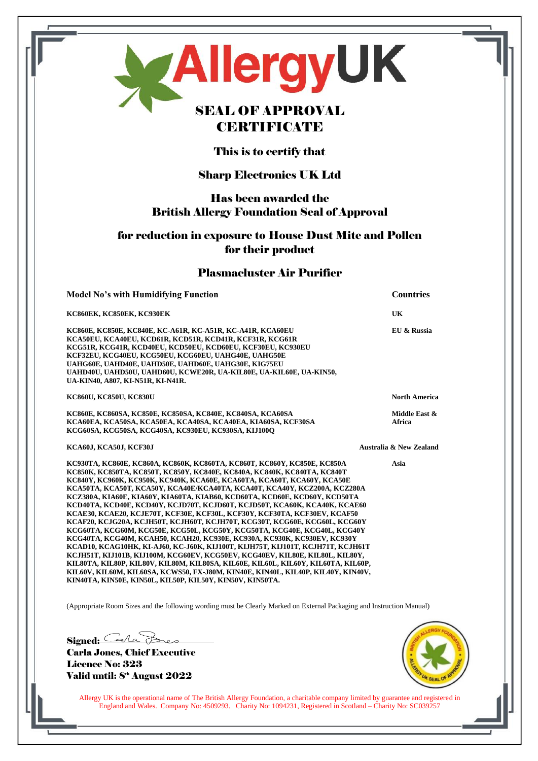# AllergyUK

## SEAL OF APPROVAL CERTIFICATE

### This is to certify that

### Sharp Electronics UK Ltd

### Has been awarded the British Allergy Foundation Seal of Approval

### for reduction in exposure to House Dust Mite and Pollen for their product

### Plasmacluster Air Purifier

| Model No's with Humidifying Function | Countries |
|---|---|
| KC860EK, KC850EK, KC930EK | UK |
| KC860E, KC850E, KC840E, KC-A61R, KC-A51R, KC-A41R, KCA60EU KCA50EU, KCA40EU, KCD61R, KCD51R, KCD41R, KCF31R, KCG61R KCG51R, KCG41R, KCD40EU, KCD50EU, KCD60EU, KCF30EU, KC930EU KCF32EU, KCG40EU, KCG50EU, KCG60EU, UAHG40E, UAHG50E UAHG60E, UAHD40E, UAHD50E, UAHD60E, UAHG30E, KIG75EU UAHD40U, UAHD50U, UAHD60U, KCWE20R, UA-KIL80E, UA-KIL60E, UA-KIN50, UA-KIN40, A807, KI-N51R, KI-N41R. | EU & Russia |
| KC860U, KC850U, KC830U | North America |
| KC860E, KC860SA, KC850E, KC850SA, KC840E, KC840SA, KCA60SA KCA60EA, KCA50SA, KCA50EA, KCA40SA, KCA40EA, KIA60SA, KCF30SA KCG60SA, KCG50SA, KCG40SA, KC930EU, KC930SA, KIJ100Q | Middle East & Africa |
| KCA60J, KCA50J, KCF30J | Australia & New Zealand |
| KC930TA, KC860E, KC860A, KC860K, KC860TA, KC860T, KC860Y, KC850E, KC850A KC850K, KC850TA, KC850T, KC850Y, KC840E, KC840A, KC840K, KC840TA, KC840T KC840Y, KC960K, KC950K, KC940K, KCA60E, KCA60TA, KCA60T, KCA60Y, KCA50E KCA50TA, KCA50T, KCA50Y, KCA40E/KCA40TA, KCA40T, KCA40Y, KCZ200A, KCZ280A KCZ380A, KIA60E, KIA60Y, KIA60TA, KIAB60, KCD60TA, KCD60E, KCD60Y, KCD50TA KCD40TA, KCD40E, KCD40Y, KCJD70T, KCJD60T, KCJD50T, KCA60K, KCA40K, KCAE60 KCAE30, KCAE20, KCJE70T, KCF30E, KCF30L, KCF30Y, KCF30TA, KCF30EV, KCAF50 KCAF20, KCJG20A, KCJH50T, KCJH60T, KCJH70T, KCG30T, KCG60E, KCG60L, KCG60Y KCG60TA, KCG60M, KCG50E, KCG50L, KCG50Y, KCG50TA, KCG40E, KCG40L, KCG40Y KCG40TA, KCG40M, KCAH50, KCAH20, KC930E, KC930A, KC930K, KC930EV, KC930Y KCAD10, KCAG10HK, KI-AJ60, KC-J60K, KIJ100T, KIJH75T, KIJ101T, KCJH71T, KCJH61T KCJH51T, KIJ101B, KIJ100M, KCG60EV, KCG50EV, KCG40EV, KIL80E, KIL80L, KIL80Y, KIL80TA, KIL80P, KIL80V, KIL80M, KIL80SA, KIL60E, KIL60L, KIL60Y, KIL60TA, KIL60P, KIL60V, KIL60M, KIL60SA, KCWS50, FX-J80M, KIN40E, KIN40L, KIL40P, KIL40Y, KIN40V, KIN40TA, KIN50E, KIN50L, KIL50P, KIL50Y, KIN50V, KIN50TA. | Asia |

(Appropriate Room Sizes and the following wording must be Clearly Marked on External Packaging and Instruction Manual)

**Signed:** Carla Jones

**Carla Jones, Chief Executive**
**Licence No: 323**
**Valid until: 8th August 2022**

Allergy UK is the operational name of The British Allergy Foundation, a charitable company limited by guarantee and registered in England and Wales. Company No: 4509293. Charity No: 1094231, Registered in Scotland – Charity No: SC039257